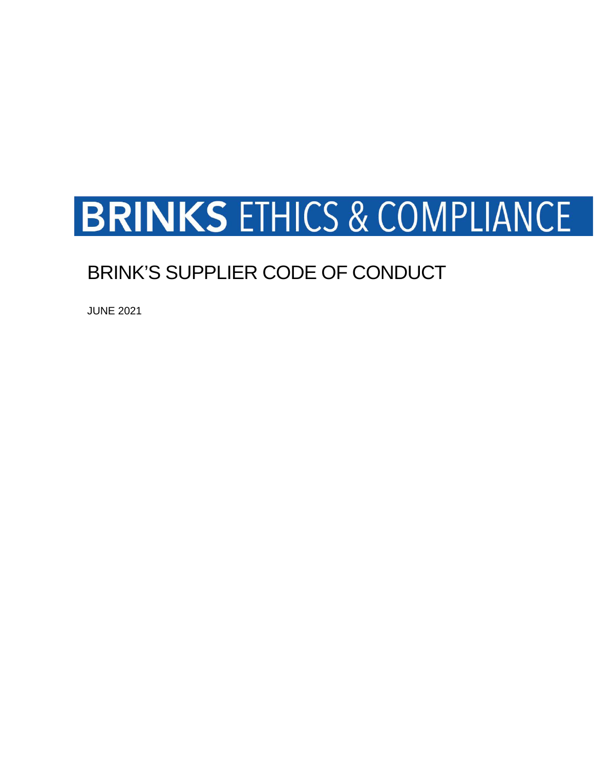# BRINKS ETHICS & COMPLIANCE

## BRINK'S SUPPLIER CODE OF CONDUCT

JUNE 2021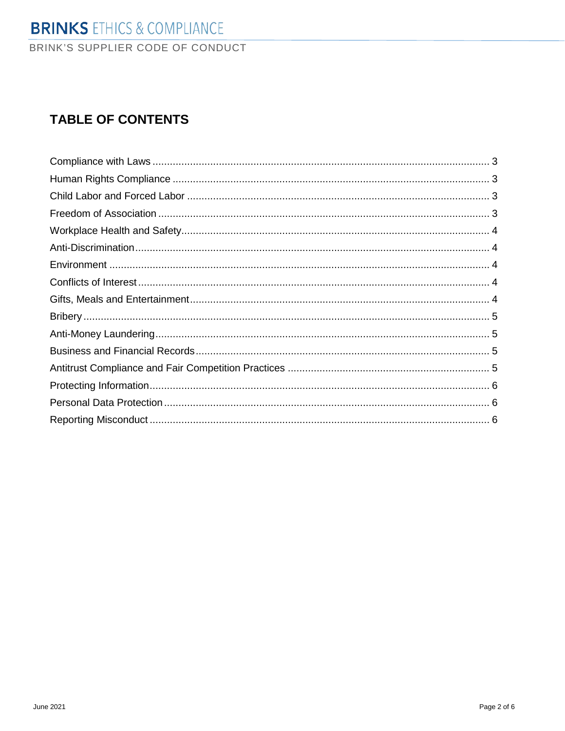# TABLE OF CONTENTS

| Section | Page |
| --- | --- |
| Compliance with Laws | 3 |
| Human Rights Compliance | 3 |
| Child Labor and Forced Labor | 3 |
| Freedom of Association | 3 |
| Workplace Health and Safety | 4 |
| Anti-Discrimination | 4 |
| Environment | 4 |
| Conflicts of Interest | 4 |
| Gifts, Meals and Entertainment | 4 |
| Bribery | 5 |
| Anti-Money Laundering | 5 |
| Business and Financial Records | 5 |
| Antitrust Compliance and Fair Competition Practices | 5 |
| Protecting Information | 6 |
| Personal Data Protection | 6 |
| Reporting Misconduct | 6 |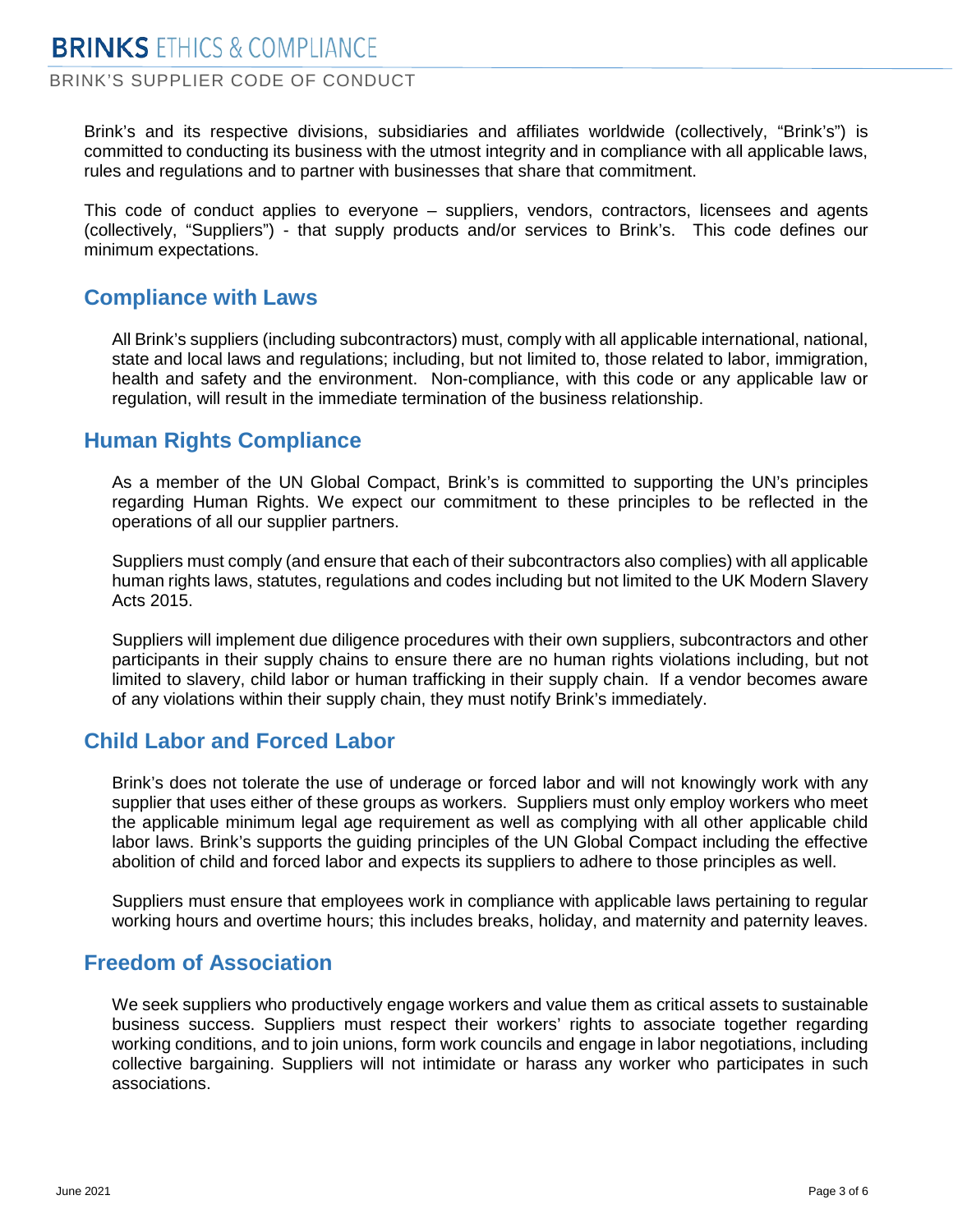Brink's and its respective divisions, subsidiaries and affiliates worldwide (collectively, "Brink's") is committed to conducting its business with the utmost integrity and in compliance with all applicable laws, rules and regulations and to partner with businesses that share that commitment.

This code of conduct applies to everyone – suppliers, vendors, contractors, licensees and agents (collectively, "Suppliers") - that supply products and/or services to Brink's. This code defines our minimum expectations.

## Compliance with Laws

All Brink's suppliers (including subcontractors) must, comply with all applicable international, national, state and local laws and regulations; including, but not limited to, those related to labor, immigration, health and safety and the environment. Non-compliance, with this code or any applicable law or regulation, will result in the immediate termination of the business relationship.

## Human Rights Compliance

As a member of the UN Global Compact, Brink's is committed to supporting the UN's principles regarding Human Rights. We expect our commitment to these principles to be reflected in the operations of all our supplier partners.

Suppliers must comply (and ensure that each of their subcontractors also complies) with all applicable human rights laws, statutes, regulations and codes including but not limited to the UK Modern Slavery Acts 2015.

Suppliers will implement due diligence procedures with their own suppliers, subcontractors and other participants in their supply chains to ensure there are no human rights violations including, but not limited to slavery, child labor or human trafficking in their supply chain. If a vendor becomes aware of any violations within their supply chain, they must notify Brink's immediately.

## Child Labor and Forced Labor

Brink's does not tolerate the use of underage or forced labor and will not knowingly work with any supplier that uses either of these groups as workers. Suppliers must only employ workers who meet the applicable minimum legal age requirement as well as complying with all other applicable child labor laws. Brink's supports the guiding principles of the UN Global Compact including the effective abolition of child and forced labor and expects its suppliers to adhere to those principles as well.

Suppliers must ensure that employees work in compliance with applicable laws pertaining to regular working hours and overtime hours; this includes breaks, holiday, and maternity and paternity leaves.

## Freedom of Association

We seek suppliers who productively engage workers and value them as critical assets to sustainable business success. Suppliers must respect their workers' rights to associate together regarding working conditions, and to join unions, form work councils and engage in labor negotiations, including collective bargaining. Suppliers will not intimidate or harass any worker who participates in such associations.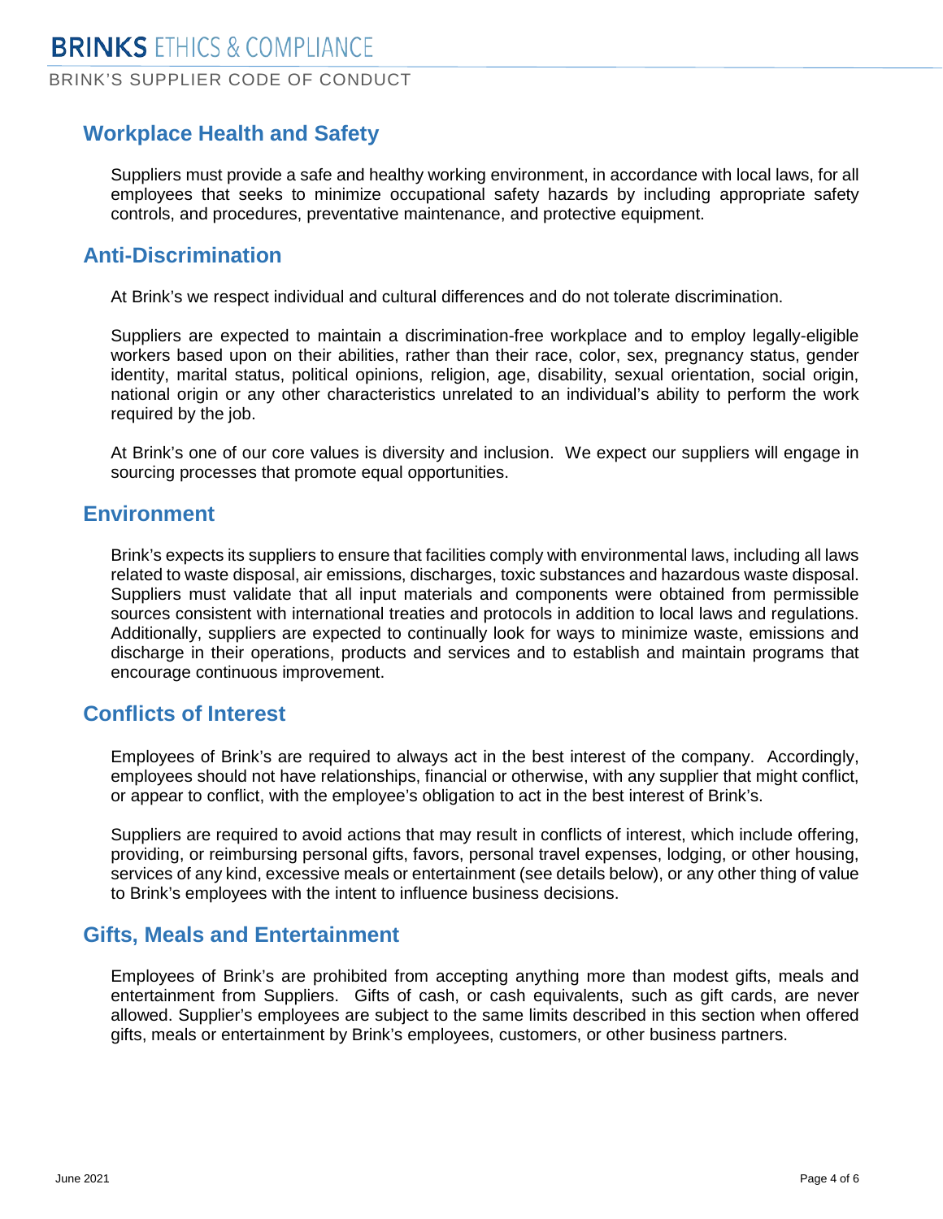## Workplace Health and Safety

Suppliers must provide a safe and healthy working environment, in accordance with local laws, for all employees that seeks to minimize occupational safety hazards by including appropriate safety controls, and procedures, preventative maintenance, and protective equipment.

## Anti-Discrimination

At Brink's we respect individual and cultural differences and do not tolerate discrimination.

Suppliers are expected to maintain a discrimination-free workplace and to employ legally-eligible workers based upon on their abilities, rather than their race, color, sex, pregnancy status, gender identity, marital status, political opinions, religion, age, disability, sexual orientation, social origin, national origin or any other characteristics unrelated to an individual's ability to perform the work required by the job.

At Brink's one of our core values is diversity and inclusion. We expect our suppliers will engage in sourcing processes that promote equal opportunities.

## Environment

Brink's expects its suppliers to ensure that facilities comply with environmental laws, including all laws related to waste disposal, air emissions, discharges, toxic substances and hazardous waste disposal. Suppliers must validate that all input materials and components were obtained from permissible sources consistent with international treaties and protocols in addition to local laws and regulations. Additionally, suppliers are expected to continually look for ways to minimize waste, emissions and discharge in their operations, products and services and to establish and maintain programs that encourage continuous improvement.

## Conflicts of Interest

Employees of Brink's are required to always act in the best interest of the company. Accordingly, employees should not have relationships, financial or otherwise, with any supplier that might conflict, or appear to conflict, with the employee's obligation to act in the best interest of Brink's.

Suppliers are required to avoid actions that may result in conflicts of interest, which include offering, providing, or reimbursing personal gifts, favors, personal travel expenses, lodging, or other housing, services of any kind, excessive meals or entertainment (see details below), or any other thing of value to Brink's employees with the intent to influence business decisions.

## Gifts, Meals and Entertainment

Employees of Brink's are prohibited from accepting anything more than modest gifts, meals and entertainment from Suppliers. Gifts of cash, or cash equivalents, such as gift cards, are never allowed. Supplier's employees are subject to the same limits described in this section when offered gifts, meals or entertainment by Brink's employees, customers, or other business partners.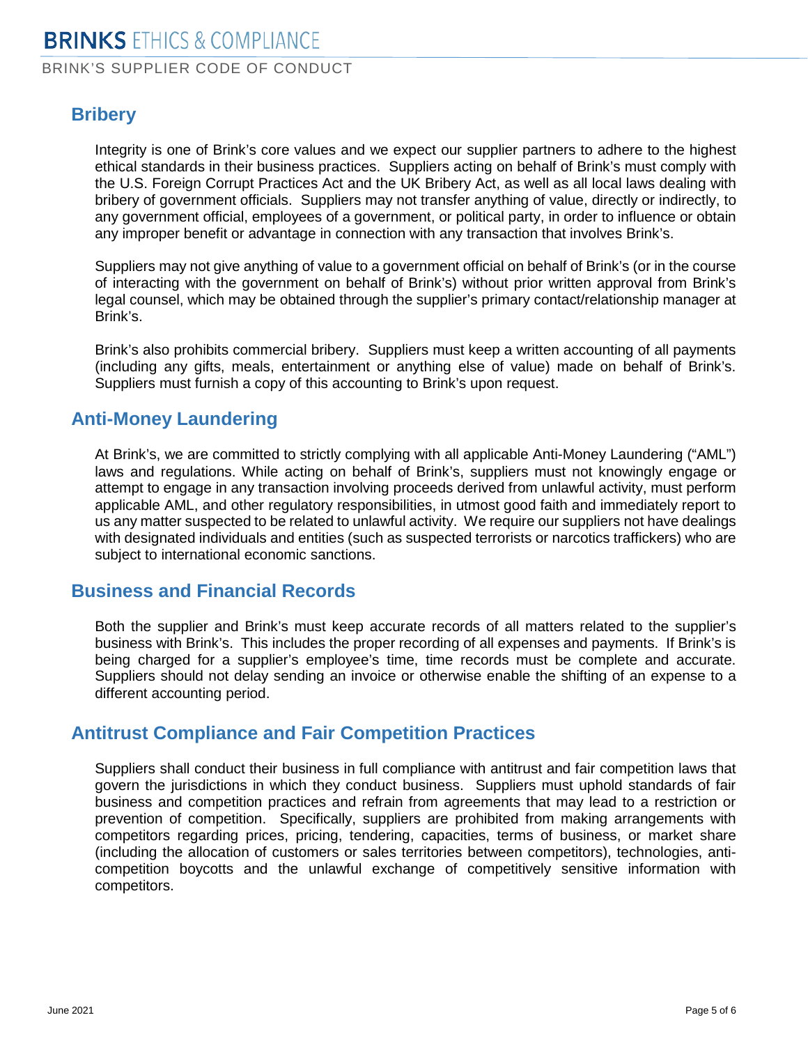## Bribery

Integrity is one of Brink's core values and we expect our supplier partners to adhere to the highest ethical standards in their business practices. Suppliers acting on behalf of Brink's must comply with the U.S. Foreign Corrupt Practices Act and the UK Bribery Act, as well as all local laws dealing with bribery of government officials. Suppliers may not transfer anything of value, directly or indirectly, to any government official, employees of a government, or political party, in order to influence or obtain any improper benefit or advantage in connection with any transaction that involves Brink's.

Suppliers may not give anything of value to a government official on behalf of Brink's (or in the course of interacting with the government on behalf of Brink's) without prior written approval from Brink's legal counsel, which may be obtained through the supplier's primary contact/relationship manager at Brink's.

Brink's also prohibits commercial bribery. Suppliers must keep a written accounting of all payments (including any gifts, meals, entertainment or anything else of value) made on behalf of Brink's. Suppliers must furnish a copy of this accounting to Brink's upon request.

## Anti-Money Laundering

At Brink's, we are committed to strictly complying with all applicable Anti-Money Laundering ("AML") laws and regulations. While acting on behalf of Brink's, suppliers must not knowingly engage or attempt to engage in any transaction involving proceeds derived from unlawful activity, must perform applicable AML, and other regulatory responsibilities, in utmost good faith and immediately report to us any matter suspected to be related to unlawful activity. We require our suppliers not have dealings with designated individuals and entities (such as suspected terrorists or narcotics traffickers) who are subject to international economic sanctions.

## Business and Financial Records

Both the supplier and Brink's must keep accurate records of all matters related to the supplier's business with Brink's. This includes the proper recording of all expenses and payments. If Brink's is being charged for a supplier's employee's time, time records must be complete and accurate. Suppliers should not delay sending an invoice or otherwise enable the shifting of an expense to a different accounting period.

## Antitrust Compliance and Fair Competition Practices

Suppliers shall conduct their business in full compliance with antitrust and fair competition laws that govern the jurisdictions in which they conduct business. Suppliers must uphold standards of fair business and competition practices and refrain from agreements that may lead to a restriction or prevention of competition. Specifically, suppliers are prohibited from making arrangements with competitors regarding prices, pricing, tendering, capacities, terms of business, or market share (including the allocation of customers or sales territories between competitors), technologies, anti-competition boycotts and the unlawful exchange of competitively sensitive information with competitors.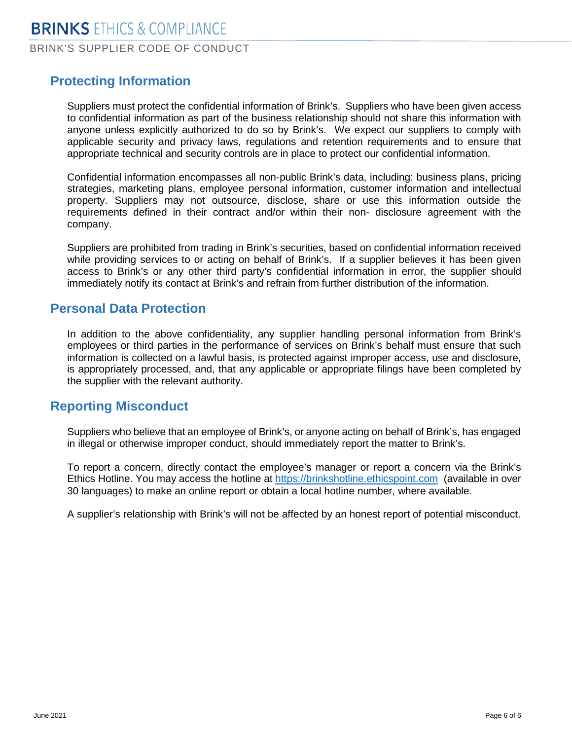## Protecting Information

Suppliers must protect the confidential information of Brink's. Suppliers who have been given access to confidential information as part of the business relationship should not share this information with anyone unless explicitly authorized to do so by Brink's. We expect our suppliers to comply with applicable security and privacy laws, regulations and retention requirements and to ensure that appropriate technical and security controls are in place to protect our confidential information.

Confidential information encompasses all non-public Brink's data, including: business plans, pricing strategies, marketing plans, employee personal information, customer information and intellectual property. Suppliers may not outsource, disclose, share or use this information outside the requirements defined in their contract and/or within their non- disclosure agreement with the company.

Suppliers are prohibited from trading in Brink's securities, based on confidential information received while providing services to or acting on behalf of Brink's. If a supplier believes it has been given access to Brink's or any other third party's confidential information in error, the supplier should immediately notify its contact at Brink's and refrain from further distribution of the information.

## Personal Data Protection

In addition to the above confidentiality, any supplier handling personal information from Brink's employees or third parties in the performance of services on Brink's behalf must ensure that such information is collected on a lawful basis, is protected against improper access, use and disclosure, is appropriately processed, and, that any applicable or appropriate filings have been completed by the supplier with the relevant authority.

## Reporting Misconduct

Suppliers who believe that an employee of Brink's, or anyone acting on behalf of Brink's, has engaged in illegal or otherwise improper conduct, should immediately report the matter to Brink's.

To report a concern, directly contact the employee's manager or report a concern via the Brink's Ethics Hotline. You may access the hotline at [https://brinkshotline.ethicspoint.com](https://brinkshotline.ethicspoint.com) (available in over 30 languages) to make an online report or obtain a local hotline number, where available.

A supplier's relationship with Brink's will not be affected by an honest report of potential misconduct.